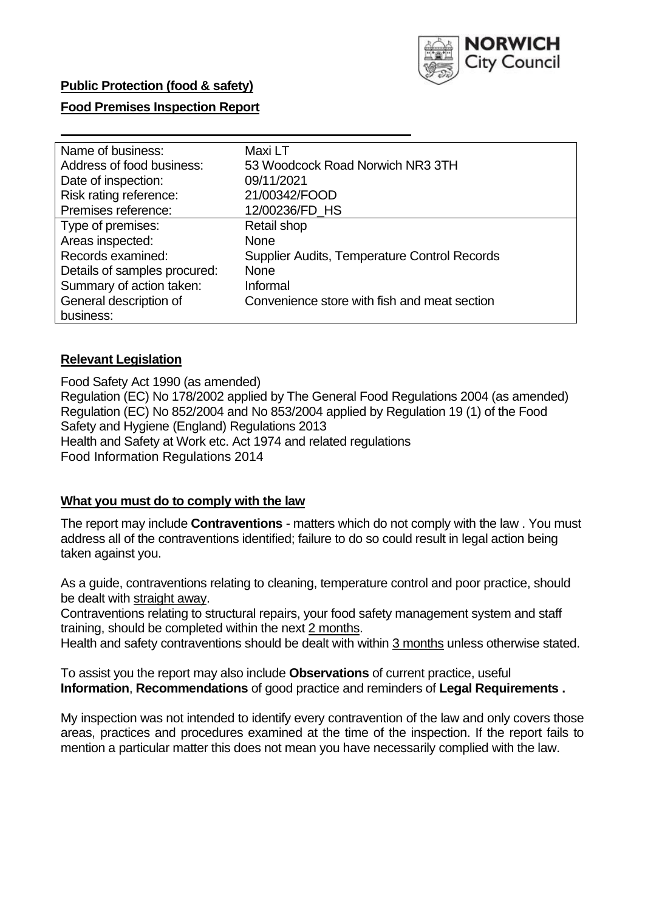**Public Protection (food & safety)**

**Food Premises Inspection Report**

| Name of business: | Maxi LT |
|---|---|
| Address of food business: | 53 Woodcock Road Norwich NR3 3TH |
| Date of inspection: | 09/11/2021 |
| Risk rating reference: | 21/00342/FOOD |
| Premises reference: | 12/00236/FD_HS |
| Type of premises: | Retail shop |
| Areas inspected: | None |
| Records examined: | Supplier Audits, Temperature Control Records |
| Details of samples procured: | None |
| Summary of action taken: | Informal |
| General description of business: | Convenience store with fish and meat section |

## Relevant Legislation

Food Safety Act 1990 (as amended)
Regulation (EC) No 178/2002 applied by The General Food Regulations 2004 (as amended)
Regulation (EC) No 852/2004 and No 853/2004 applied by Regulation 19 (1) of the Food Safety and Hygiene (England) Regulations 2013
Health and Safety at Work etc. Act 1974 and related regulations
Food Information Regulations 2014

## What you must do to comply with the law

The report may include **Contraventions** - matters which do not comply with the law . You must address all of the contraventions identified; failure to do so could result in legal action being taken against you.

As a guide, contraventions relating to cleaning, temperature control and poor practice, should be dealt with straight away.
Contraventions relating to structural repairs, your food safety management system and staff training, should be completed within the next 2 months.
Health and safety contraventions should be dealt with within 3 months unless otherwise stated.

To assist you the report may also include **Observations** of current practice, useful **Information**, **Recommendations** of good practice and reminders of **Legal Requirements .**

My inspection was not intended to identify every contravention of the law and only covers those areas, practices and procedures examined at the time of the inspection. If the report fails to mention a particular matter this does not mean you have necessarily complied with the law.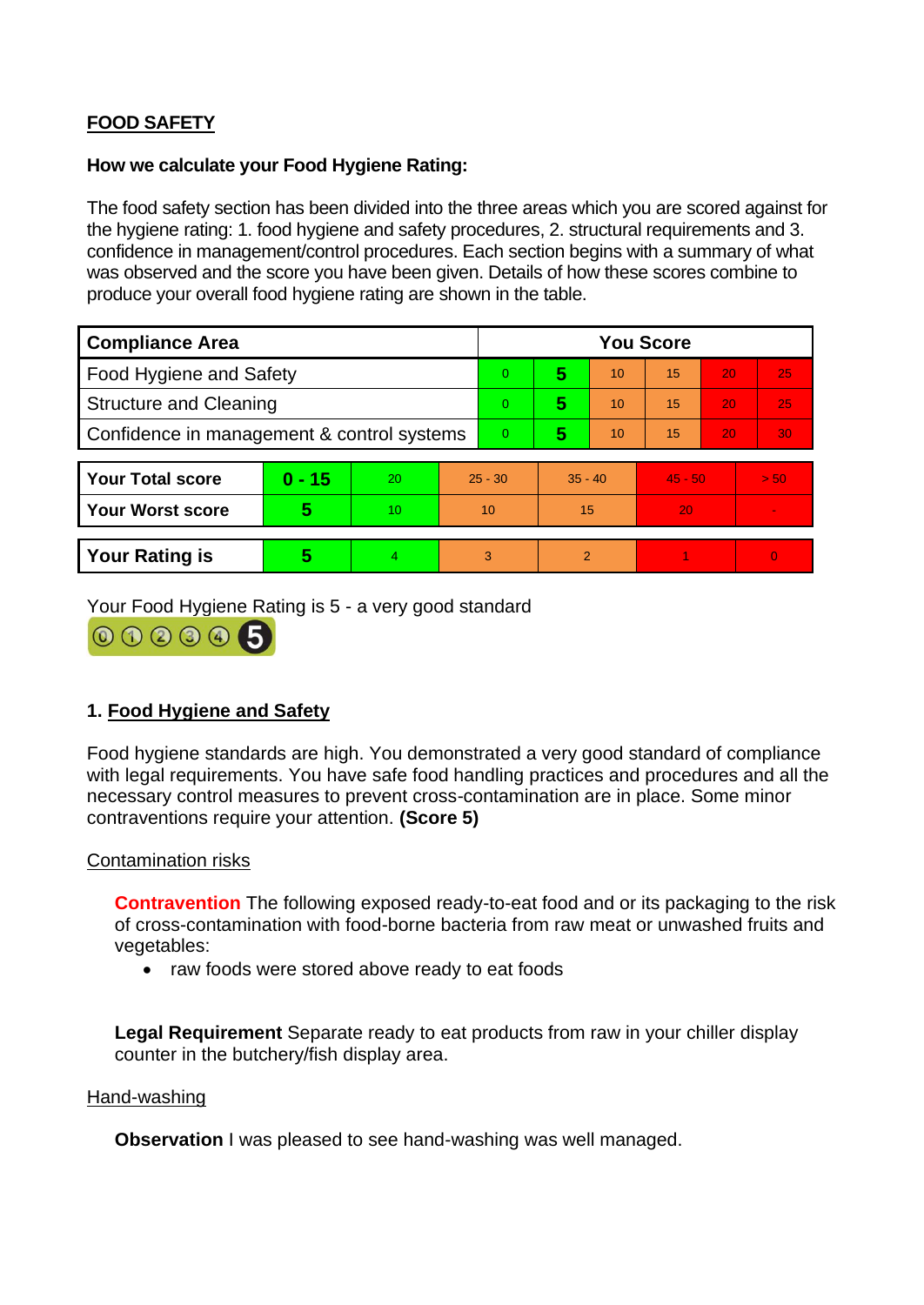**FOOD SAFETY**

**How we calculate your Food Hygiene Rating:**

The food safety section has been divided into the three areas which you are scored against for the hygiene rating: 1. food hygiene and safety procedures, 2. structural requirements and 3. confidence in management/control procedures. Each section begins with a summary of what was observed and the score you have been given. Details of how these scores combine to produce your overall food hygiene rating are shown in the table.

| Compliance Area | You Score | | | | | |
|---|---|---|---|---|---|---|
| Food Hygiene and Safety | 0 | **5** | 10 | 15 | 20 | 25 |
| Structure and Cleaning | 0 | **5** | 10 | 15 | 20 | 25 |
| Confidence in management & control systems | 0 | **5** | 10 | 15 | 20 | 30 |

| | | | | | | |
|---|---|---|---|---|---|---|
| **Your Total score** | **0 - 15** | 20 | 25 - 30 | 35 - 40 | 45 - 50 | > 50 |
| **Your Worst score** | **5** | 10 | 10 | 15 | 20 | - |

| | | | | | | |
|---|---|---|---|---|---|---|
| **Your Rating is** | **5** | 4 | 3 | 2 | 1 | 0 |

Your Food Hygiene Rating is 5 - a very good standard

## 1. Food Hygiene and Safety

Food hygiene standards are high. You demonstrated a very good standard of compliance with legal requirements. You have safe food handling practices and procedures and all the necessary control measures to prevent cross-contamination are in place. Some minor contraventions require your attention. **(Score 5)**

Contamination risks

**Contravention** The following exposed ready-to-eat food and or its packaging to the risk of cross-contamination with food-borne bacteria from raw meat or unwashed fruits and vegetables:

- raw foods were stored above ready to eat foods

**Legal Requirement** Separate ready to eat products from raw in your chiller display counter in the butchery/fish display area.

Hand-washing

**Observation** I was pleased to see hand-washing was well managed.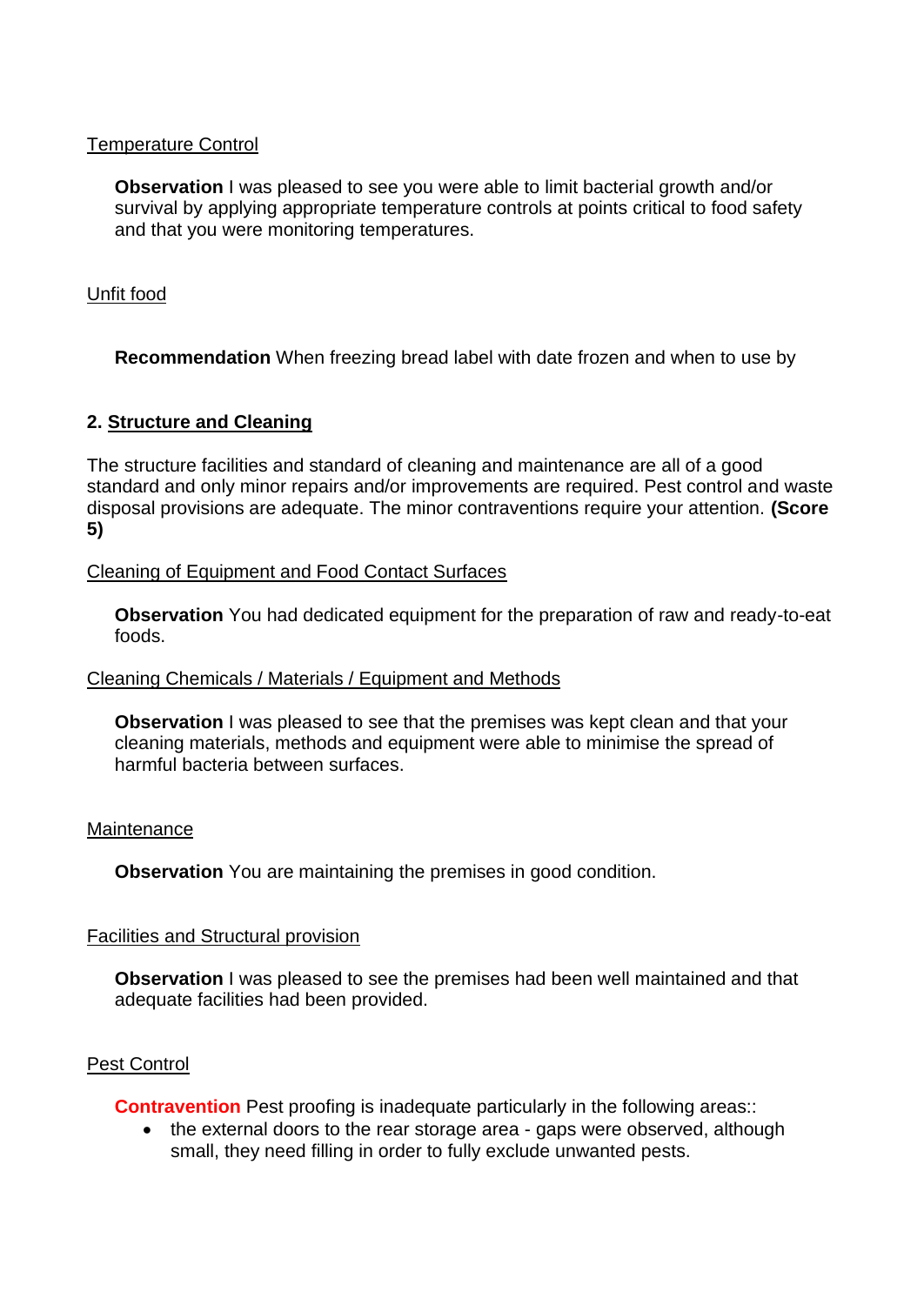Temperature Control

**Observation** I was pleased to see you were able to limit bacterial growth and/or survival by applying appropriate temperature controls at points critical to food safety and that you were monitoring temperatures.

Unfit food

**Recommendation** When freezing bread label with date frozen and when to use by

## 2. Structure and Cleaning

The structure facilities and standard of cleaning and maintenance are all of a good standard and only minor repairs and/or improvements are required. Pest control and waste disposal provisions are adequate. The minor contraventions require your attention. **(Score 5)**

Cleaning of Equipment and Food Contact Surfaces

**Observation** You had dedicated equipment for the preparation of raw and ready-to-eat foods.

Cleaning Chemicals / Materials / Equipment and Methods

**Observation** I was pleased to see that the premises was kept clean and that your cleaning materials, methods and equipment were able to minimise the spread of harmful bacteria between surfaces.

Maintenance

**Observation** You are maintaining the premises in good condition.

Facilities and Structural provision

**Observation** I was pleased to see the premises had been well maintained and that adequate facilities had been provided.

Pest Control

**Contravention** Pest proofing is inadequate particularly in the following areas::

- the external doors to the rear storage area - gaps were observed, although small, they need filling in order to fully exclude unwanted pests.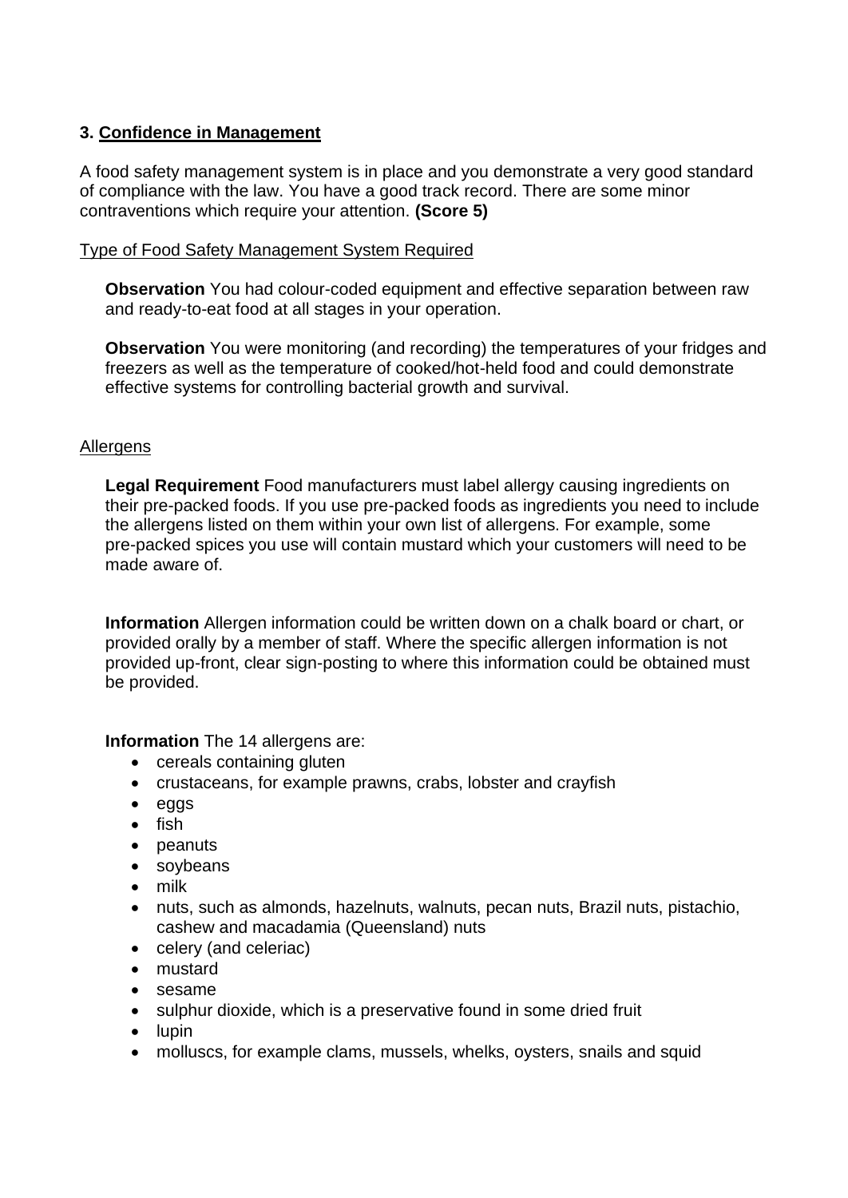### 3. Confidence in Management

A food safety management system is in place and you demonstrate a very good standard of compliance with the law. You have a good track record. There are some minor contraventions which require your attention. **(Score 5)**

Type of Food Safety Management System Required

**Observation** You had colour-coded equipment and effective separation between raw and ready-to-eat food at all stages in your operation.

**Observation** You were monitoring (and recording) the temperatures of your fridges and freezers as well as the temperature of cooked/hot-held food and could demonstrate effective systems for controlling bacterial growth and survival.

Allergens

**Legal Requirement** Food manufacturers must label allergy causing ingredients on their pre-packed foods. If you use pre-packed foods as ingredients you need to include the allergens listed on them within your own list of allergens. For example, some pre-packed spices you use will contain mustard which your customers will need to be made aware of.

**Information** Allergen information could be written down on a chalk board or chart, or provided orally by a member of staff. Where the specific allergen information is not provided up-front, clear sign-posting to where this information could be obtained must be provided.

**Information** The 14 allergens are:

- cereals containing gluten
- crustaceans, for example prawns, crabs, lobster and crayfish
- eggs
- fish
- peanuts
- soybeans
- milk
- nuts, such as almonds, hazelnuts, walnuts, pecan nuts, Brazil nuts, pistachio, cashew and macadamia (Queensland) nuts
- celery (and celeriac)
- mustard
- sesame
- sulphur dioxide, which is a preservative found in some dried fruit
- lupin
- molluscs, for example clams, mussels, whelks, oysters, snails and squid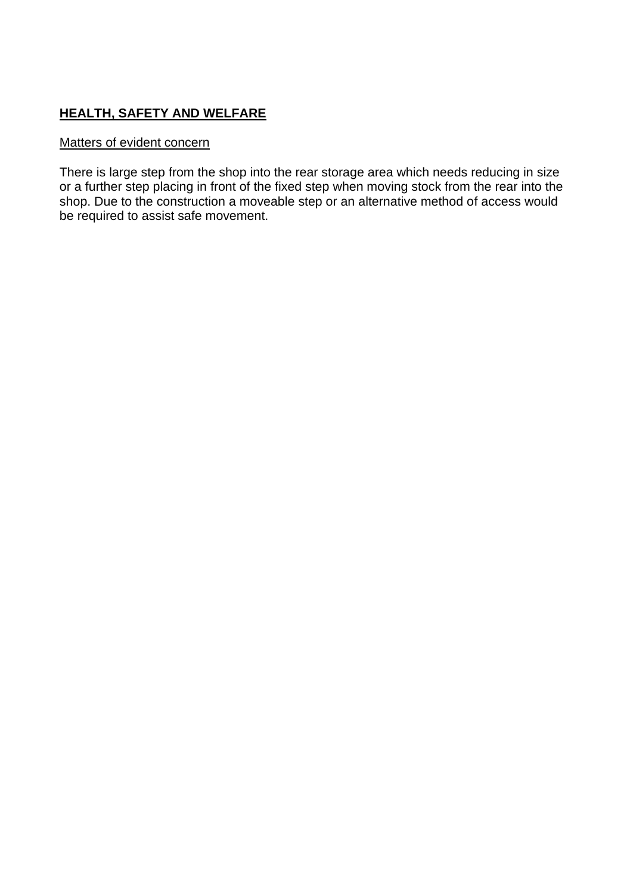**HEALTH, SAFETY AND WELFARE**

Matters of evident concern

There is large step from the shop into the rear storage area which needs reducing in size or a further step placing in front of the fixed step when moving stock from the rear into the shop. Due to the construction a moveable step or an alternative method of access would be required to assist safe movement.